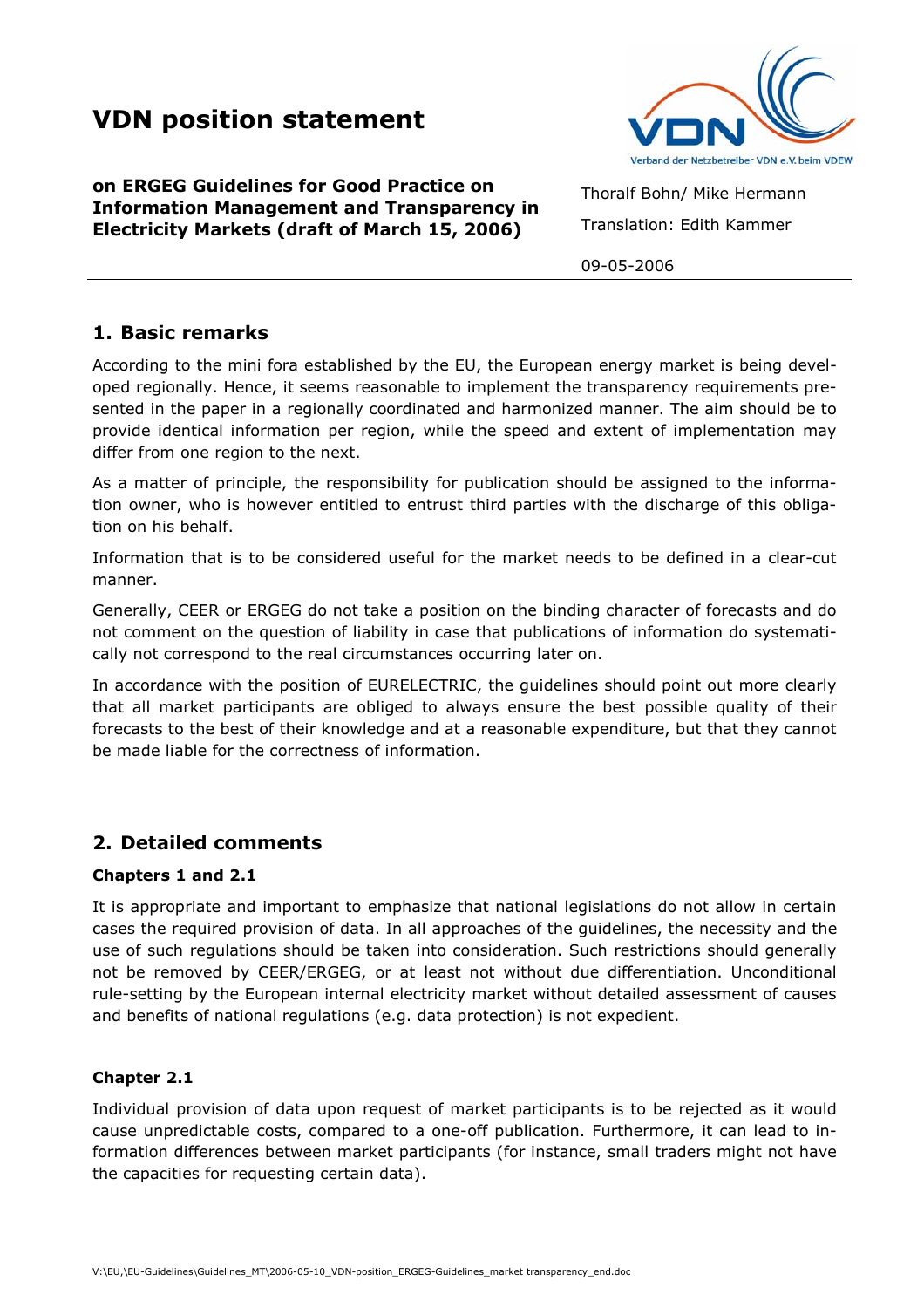# VDN position statement

**on ERGEG Guidelines for Good Practice on Information Management and Transparency in Electricity Markets (draft of March 15, 2006)**

Verband der Netzbetreiber VDN e.V. beim VDEW

Thoralf Bohn/ Mike Hermann

Translation: Edith Kammer

09-05-2006

## 1. Basic remarks

According to the mini fora established by the EU, the European energy market is being developed regionally. Hence, it seems reasonable to implement the transparency requirements presented in the paper in a regionally coordinated and harmonized manner. The aim should be to provide identical information per region, while the speed and extent of implementation may differ from one region to the next.

As a matter of principle, the responsibility for publication should be assigned to the information owner, who is however entitled to entrust third parties with the discharge of this obligation on his behalf.

Information that is to be considered useful for the market needs to be defined in a clear-cut manner.

Generally, CEER or ERGEG do not take a position on the binding character of forecasts and do not comment on the question of liability in case that publications of information do systematically not correspond to the real circumstances occurring later on.

In accordance with the position of EURELECTRIC, the guidelines should point out more clearly that all market participants are obliged to always ensure the best possible quality of their forecasts to the best of their knowledge and at a reasonable expenditure, but that they cannot be made liable for the correctness of information.

## 2. Detailed comments

### Chapters 1 and 2.1

It is appropriate and important to emphasize that national legislations do not allow in certain cases the required provision of data. In all approaches of the guidelines, the necessity and the use of such regulations should be taken into consideration. Such restrictions should generally not be removed by CEER/ERGEG, or at least not without due differentiation. Unconditional rule-setting by the European internal electricity market without detailed assessment of causes and benefits of national regulations (e.g. data protection) is not expedient.

### Chapter 2.1

Individual provision of data upon request of market participants is to be rejected as it would cause unpredictable costs, compared to a one-off publication. Furthermore, it can lead to information differences between market participants (for instance, small traders might not have the capacities for requesting certain data).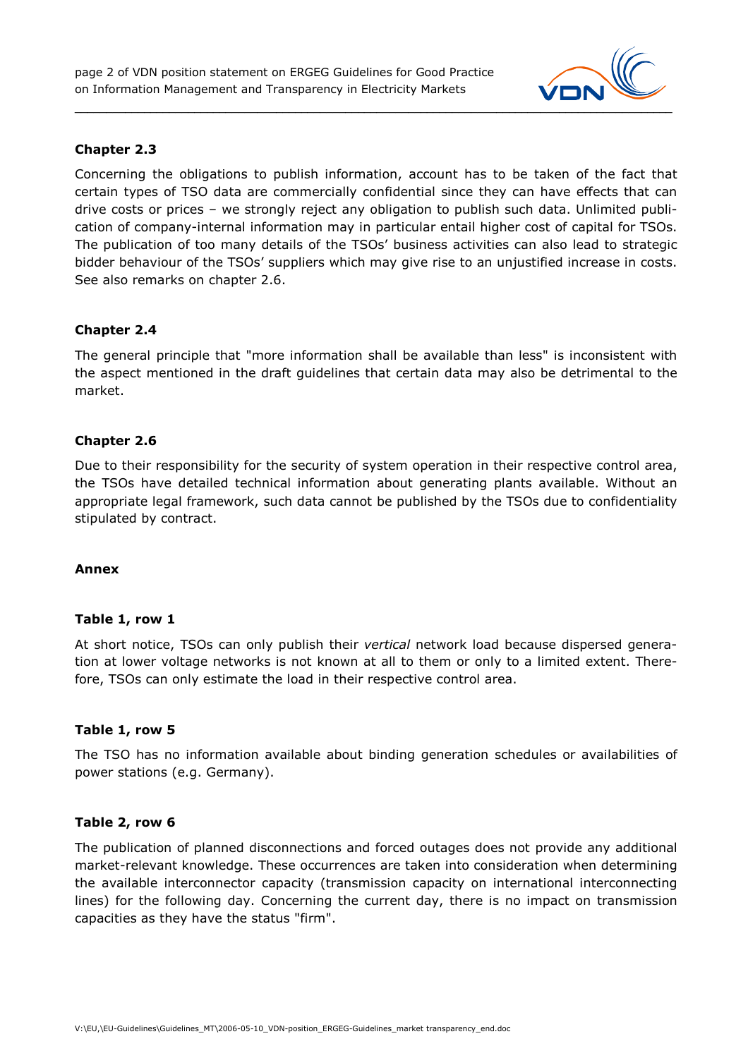**Chapter 2.3**

Concerning the obligations to publish information, account has to be taken of the fact that certain types of TSO data are commercially confidential since they can have effects that can drive costs or prices – we strongly reject any obligation to publish such data. Unlimited publication of company-internal information may in particular entail higher cost of capital for TSOs. The publication of too many details of the TSOs' business activities can also lead to strategic bidder behaviour of the TSOs' suppliers which may give rise to an unjustified increase in costs. See also remarks on chapter 2.6.

**Chapter 2.4**

The general principle that "more information shall be available than less" is inconsistent with the aspect mentioned in the draft guidelines that certain data may also be detrimental to the market.

**Chapter 2.6**

Due to their responsibility for the security of system operation in their respective control area, the TSOs have detailed technical information about generating plants available. Without an appropriate legal framework, such data cannot be published by the TSOs due to confidentiality stipulated by contract.

**Annex**

**Table 1, row 1**

At short notice, TSOs can only publish their *vertical* network load because dispersed generation at lower voltage networks is not known at all to them or only to a limited extent. Therefore, TSOs can only estimate the load in their respective control area.

**Table 1, row 5**

The TSO has no information available about binding generation schedules or availabilities of power stations (e.g. Germany).

**Table 2, row 6**

The publication of planned disconnections and forced outages does not provide any additional market-relevant knowledge. These occurrences are taken into consideration when determining the available interconnector capacity (transmission capacity on international interconnecting lines) for the following day. Concerning the current day, there is no impact on transmission capacities as they have the status "firm".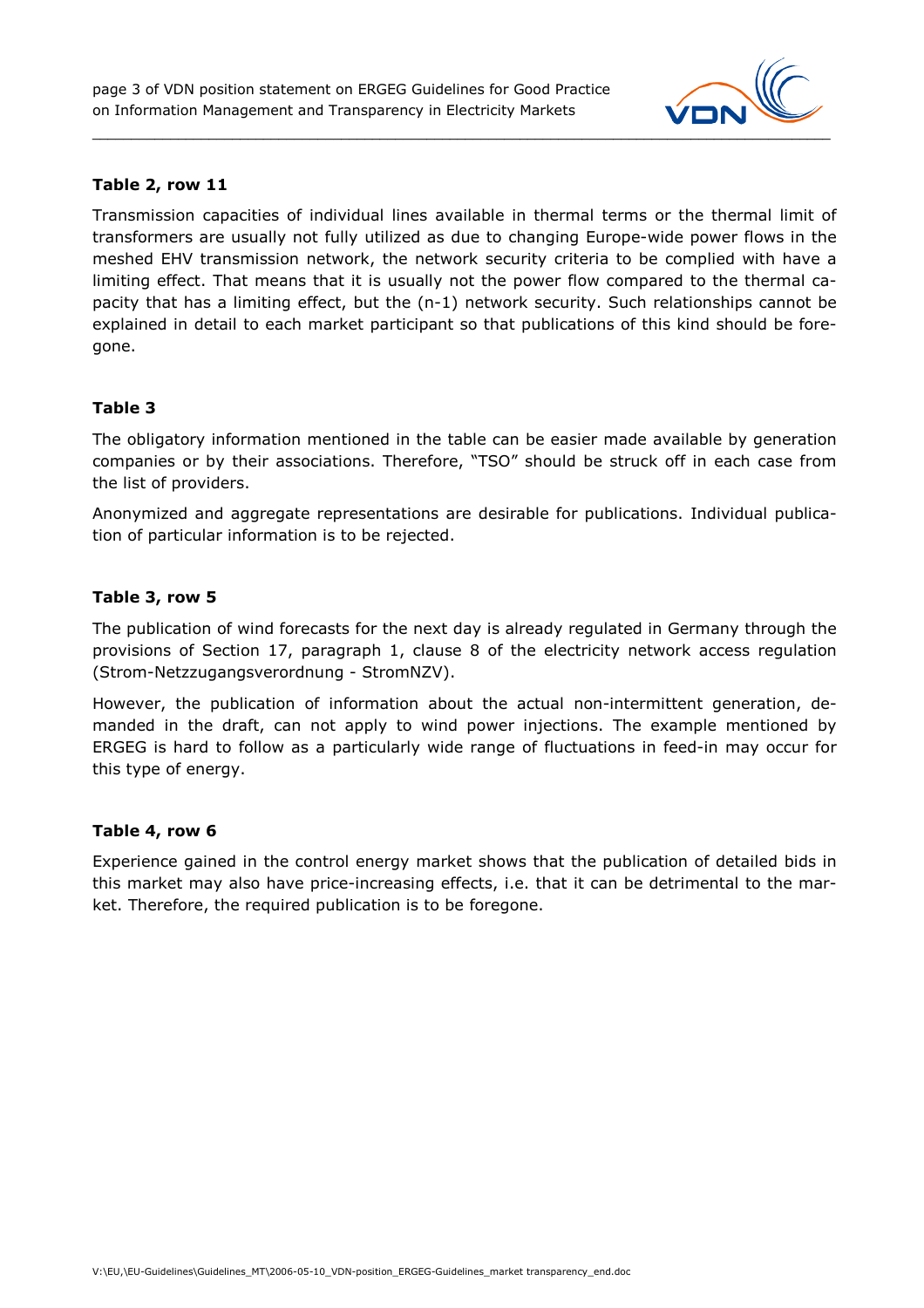**Table 2, row 11**

Transmission capacities of individual lines available in thermal terms or the thermal limit of transformers are usually not fully utilized as due to changing Europe-wide power flows in the meshed EHV transmission network, the network security criteria to be complied with have a limiting effect. That means that it is usually not the power flow compared to the thermal capacity that has a limiting effect, but the (n-1) network security. Such relationships cannot be explained in detail to each market participant so that publications of this kind should be foregone.

**Table 3**

The obligatory information mentioned in the table can be easier made available by generation companies or by their associations. Therefore, "TSO" should be struck off in each case from the list of providers.

Anonymized and aggregate representations are desirable for publications. Individual publication of particular information is to be rejected.

**Table 3, row 5**

The publication of wind forecasts for the next day is already regulated in Germany through the provisions of Section 17, paragraph 1, clause 8 of the electricity network access regulation (Strom-Netzzugangsverordnung - StromNZV).

However, the publication of information about the actual non-intermittent generation, demanded in the draft, can not apply to wind power injections. The example mentioned by ERGEG is hard to follow as a particularly wide range of fluctuations in feed-in may occur for this type of energy.

**Table 4, row 6**

Experience gained in the control energy market shows that the publication of detailed bids in this market may also have price-increasing effects, i.e. that it can be detrimental to the market. Therefore, the required publication is to be foregone.